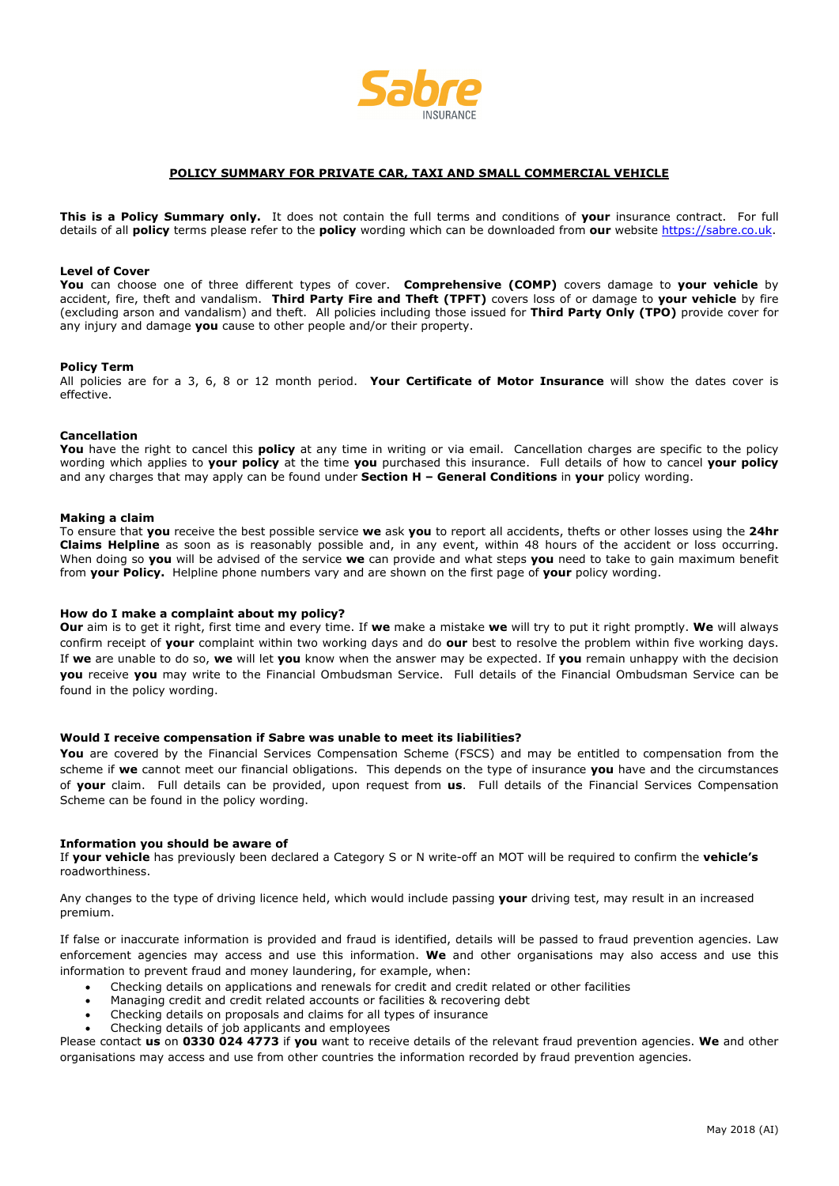Sabre
INSURANCE

# POLICY SUMMARY FOR PRIVATE CAR, TAXI AND SMALL COMMERCIAL VEHICLE

**This is a Policy Summary only.** It does not contain the full terms and conditions of **your** insurance contract. For full details of all **policy** terms please refer to the **policy** wording which can be downloaded from **our** website https://sabre.co.uk.

### Level of Cover

**You** can choose one of three different types of cover. **Comprehensive (COMP)** covers damage to **your vehicle** by accident, fire, theft and vandalism. **Third Party Fire and Theft (TPFT)** covers loss of or damage to **your vehicle** by fire (excluding arson and vandalism) and theft. All policies including those issued for **Third Party Only (TPO)** provide cover for any injury and damage **you** cause to other people and/or their property.

### Policy Term

All policies are for a 3, 6, 8 or 12 month period. **Your Certificate of Motor Insurance** will show the dates cover is effective.

### Cancellation

**You** have the right to cancel this **policy** at any time in writing or via email. Cancellation charges are specific to the policy wording which applies to **your policy** at the time **you** purchased this insurance. Full details of how to cancel **your policy** and any charges that may apply can be found under **Section H – General Conditions** in **your** policy wording.

### Making a claim

To ensure that **you** receive the best possible service **we** ask **you** to report all accidents, thefts or other losses using the **24hr Claims Helpline** as soon as is reasonably possible and, in any event, within 48 hours of the accident or loss occurring. When doing so **you** will be advised of the service **we** can provide and what steps **you** need to take to gain maximum benefit from **your Policy.** Helpline phone numbers vary and are shown on the first page of **your** policy wording.

### How do I make a complaint about my policy?

**Our** aim is to get it right, first time and every time. If **we** make a mistake **we** will try to put it right promptly. **We** will always confirm receipt of **your** complaint within two working days and do **our** best to resolve the problem within five working days. If **we** are unable to do so, **we** will let **you** know when the answer may be expected. If **you** remain unhappy with the decision **you** receive **you** may write to the Financial Ombudsman Service. Full details of the Financial Ombudsman Service can be found in the policy wording.

### Would I receive compensation if Sabre was unable to meet its liabilities?

**You** are covered by the Financial Services Compensation Scheme (FSCS) and may be entitled to compensation from the scheme if **we** cannot meet our financial obligations. This depends on the type of insurance **you** have and the circumstances of **your** claim. Full details can be provided, upon request from **us**. Full details of the Financial Services Compensation Scheme can be found in the policy wording.

### Information you should be aware of

If **your vehicle** has previously been declared a Category S or N write-off an MOT will be required to confirm the **vehicle's** roadworthiness.

Any changes to the type of driving licence held, which would include passing **your** driving test, may result in an increased premium.

If false or inaccurate information is provided and fraud is identified, details will be passed to fraud prevention agencies. Law enforcement agencies may access and use this information. **We** and other organisations may also access and use this information to prevent fraud and money laundering, for example, when:

- Checking details on applications and renewals for credit and credit related or other facilities
- Managing credit and credit related accounts or facilities & recovering debt
- Checking details on proposals and claims for all types of insurance
- Checking details of job applicants and employees

Please contact **us** on **0330 024 4773** if **you** want to receive details of the relevant fraud prevention agencies. **We** and other organisations may access and use from other countries the information recorded by fraud prevention agencies.

May 2018 (AI)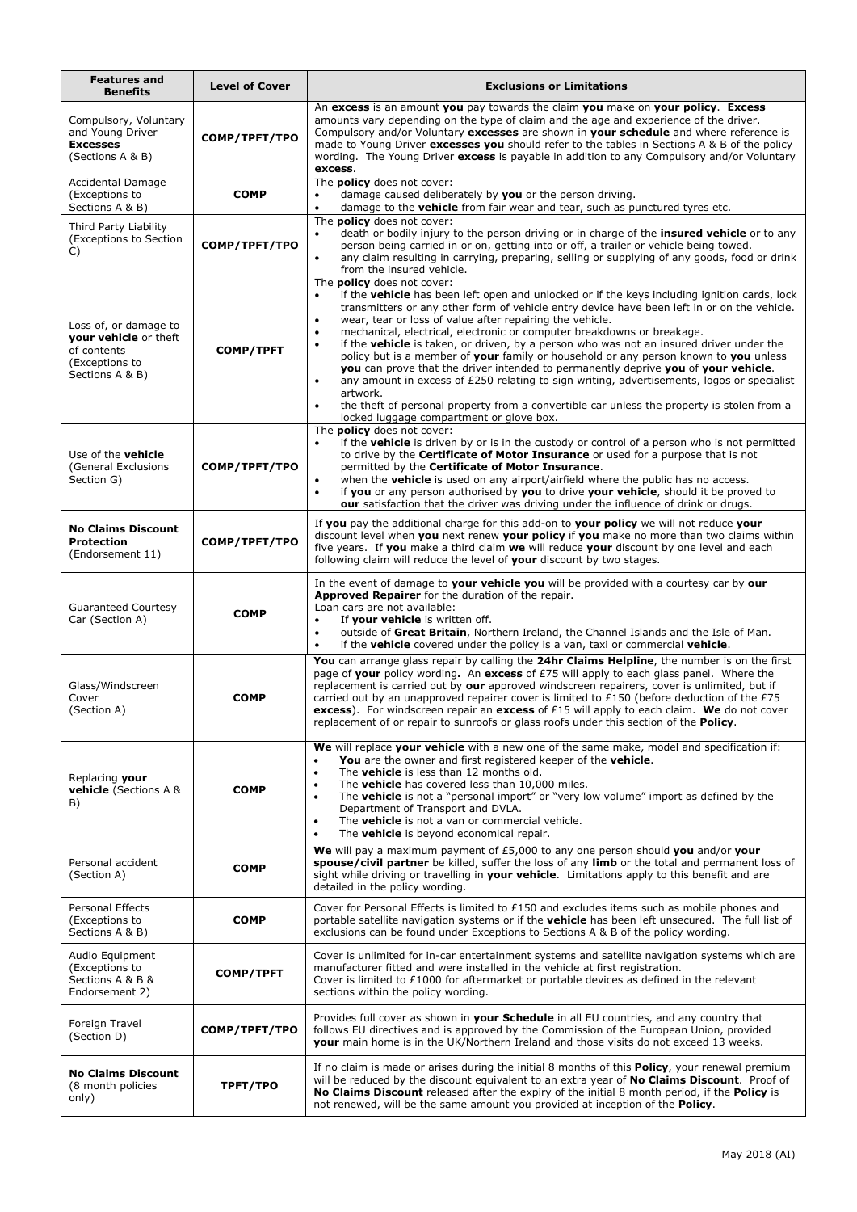| Features and Benefits | Level of Cover | Exclusions or Limitations |
|---|---|---|
| Compulsory, Voluntary and Young Driver **Excesses** (Sections A & B) | **COMP/TPFT/TPO** | An **excess** is an amount **you** pay towards the claim **you** make on **your policy**. **Excess** amounts vary depending on the type of claim and the age and experience of the driver. Compulsory and/or Voluntary **excesses** are shown in **your schedule** and where reference is made to Young Driver **excesses you** should refer to the tables in Sections A & B of the policy wording. The Young Driver **excess** is payable in addition to any Compulsory and/or Voluntary **excess**. |
| Accidental Damage (Exceptions to Sections A & B) | **COMP** | The **policy** does not cover:<br>• damage caused deliberately by **you** or the person driving.<br>• damage to the **vehicle** from fair wear and tear, such as punctured tyres etc. |
| Third Party Liability (Exceptions to Section C) | **COMP/TPFT/TPO** | The **policy** does not cover:<br>• death or bodily injury to the person driving or in charge of the **insured vehicle** or to any person being carried in or on, getting into or off, a trailer or vehicle being towed.<br>• any claim resulting in carrying, preparing, selling or supplying of any goods, food or drink from the insured vehicle. |
| Loss of, or damage to **your vehicle** or theft of contents (Exceptions to Sections A & B) | **COMP/TPFT** | The **policy** does not cover:<br>• if the **vehicle** has been left open and unlocked or if the keys including ignition cards, lock transmitters or any other form of vehicle entry device have been left in or on the vehicle.<br>• wear, tear or loss of value after repairing the vehicle.<br>• mechanical, electrical, electronic or computer breakdowns or breakage.<br>• if the **vehicle** is taken, or driven, by a person who was not an insured driver under the policy but is a member of **your** family or household or any person known to **you** unless **you** can prove that the driver intended to permanently deprive **you** of **your vehicle**.<br>• any amount in excess of £250 relating to sign writing, advertisements, logos or specialist artwork.<br>• the theft of personal property from a convertible car unless the property is stolen from a locked luggage compartment or glove box. |
| Use of the **vehicle** (General Exclusions Section G) | **COMP/TPFT/TPO** | The **policy** does not cover:<br>• if the **vehicle** is driven by or is in the custody or control of a person who is not permitted to drive by the **Certificate of Motor Insurance** or used for a purpose that is not permitted by the **Certificate of Motor Insurance**.<br>• when the **vehicle** is used on any airport/airfield where the public has no access.<br>• if **you** or any person authorised by **you** to drive **your vehicle**, should it be proved to **our** satisfaction that the driver was driving under the influence of drink or drugs. |
| **No Claims Discount Protection** (Endorsement 11) | **COMP/TPFT/TPO** | If **you** pay the additional charge for this add-on to **your policy** we will not reduce **your** discount level when **you** next renew **your policy** if **you** make no more than two claims within five years. If **you** make a third claim **we** will reduce **your** discount by one level and each following claim will reduce the level of **your** discount by two stages. |
| Guaranteed Courtesy Car (Section A) | **COMP** | In the event of damage to **your vehicle you** will be provided with a courtesy car by **our Approved Repairer** for the duration of the repair.<br>Loan cars are not available:<br>• If **your vehicle** is written off.<br>• outside of **Great Britain**, Northern Ireland, the Channel Islands and the Isle of Man.<br>• if the **vehicle** covered under the policy is a van, taxi or commercial **vehicle**. |
| Glass/Windscreen Cover (Section A) | **COMP** | **You** can arrange glass repair by calling the **24hr Claims Helpline**, the number is on the first page of **your** policy wording**.** An **excess** of £75 will apply to each glass panel. Where the replacement is carried out by **our** approved windscreen repairers, cover is unlimited, but if carried out by an unapproved repairer cover is limited to £150 (before deduction of the £75 **excess**). For windscreen repair an **excess** of £15 will apply to each claim. **We** do not cover replacement of or repair to sunroofs or glass roofs under this section of the **Policy**. |
| Replacing **your vehicle** (Sections A & B) | **COMP** | **We** will replace **your vehicle** with a new one of the same make, model and specification if:<br>• **You** are the owner and first registered keeper of the **vehicle**.<br>• The **vehicle** is less than 12 months old.<br>• The **vehicle** has covered less than 10,000 miles.<br>• The **vehicle** is not a "personal import" or "very low volume" import as defined by the Department of Transport and DVLA.<br>• The **vehicle** is not a van or commercial vehicle.<br>• The **vehicle** is beyond economical repair. |
| Personal accident (Section A) | **COMP** | **We** will pay a maximum payment of £5,000 to any one person should **you** and/or **your spouse/civil partner** be killed, suffer the loss of any **limb** or the total and permanent loss of sight while driving or travelling in **your vehicle**. Limitations apply to this benefit and are detailed in the policy wording. |
| Personal Effects (Exceptions to Sections A & B) | **COMP** | Cover for Personal Effects is limited to £150 and excludes items such as mobile phones and portable satellite navigation systems or if the **vehicle** has been left unsecured. The full list of exclusions can be found under Exceptions to Sections A & B of the policy wording. |
| Audio Equipment (Exceptions to Sections A & B & Endorsement 2) | **COMP/TPFT** | Cover is unlimited for in-car entertainment systems and satellite navigation systems which are manufacturer fitted and were installed in the vehicle at first registration.<br>Cover is limited to £1000 for aftermarket or portable devices as defined in the relevant sections within the policy wording. |
| Foreign Travel (Section D) | **COMP/TPFT/TPO** | Provides full cover as shown in **your Schedule** in all EU countries, and any country that follows EU directives and is approved by the Commission of the European Union, provided **your** main home is in the UK/Northern Ireland and those visits do not exceed 13 weeks. |
| **No Claims Discount** (8 month policies only) | **TPFT/TPO** | If no claim is made or arises during the initial 8 months of this **Policy**, your renewal premium will be reduced by the discount equivalent to an extra year of **No Claims Discount**. Proof of **No Claims Discount** released after the expiry of the initial 8 month period, if the **Policy** is not renewed, will be the same amount you provided at inception of the **Policy**. |

May 2018 (AI)